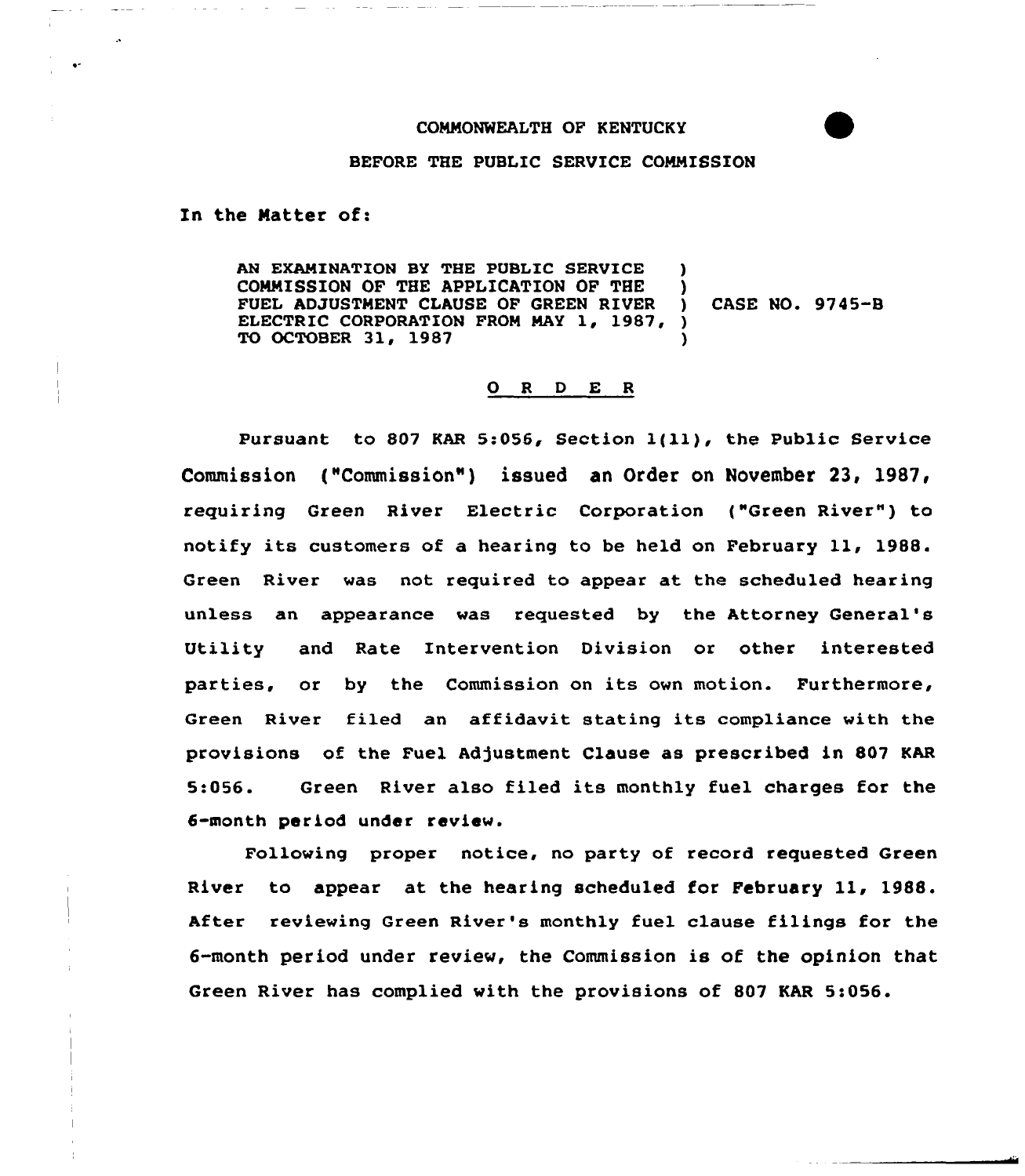COMMONWEALTH OF KENTUCKY

BEFORE THE PUBLIC SERVICE COMMISSION

In the Matter of:

| | | |
|---|---|---|
| AN EXAMINATION BY THE PUBLIC SERVICE COMMISSION OF THE APPLICATION OF THE FUEL ADJUSTMENT CLAUSE OF GREEN RIVER ELECTRIC CORPORATION FROM MAY 1, 1987, TO OCTOBER 31, 1987 | ) | CASE NO. 9745-B |

## O R D E R

Pursuant to 807 KAR 5:056, Section 1(11), the Public Service Commission ("Commission") issued an Order on November 23, 1987, requiring Green River Electric Corporation ("Green River") to notify its customers of a hearing to be held on February 11, 1988. Green River was not required to appear at the scheduled hearing unless an appearance was requested by the Attorney General's Utility and Rate Intervention Division or other interested parties, or by the Commission on its own motion. Furthermore, Green River filed an affidavit stating its compliance with the provisions of the Fuel Adjustment Clause as prescribed in 807 KAR 5:056. Green River also filed its monthly fuel charges for the 6-month period under review.

Following proper notice, no party of record requested Green River to appear at the hearing scheduled for February 11, 1988. After reviewing Green River's monthly fuel clause filings for the 6-month period under review, the Commission is of the opinion that Green River has complied with the provisions of 807 KAR 5:056.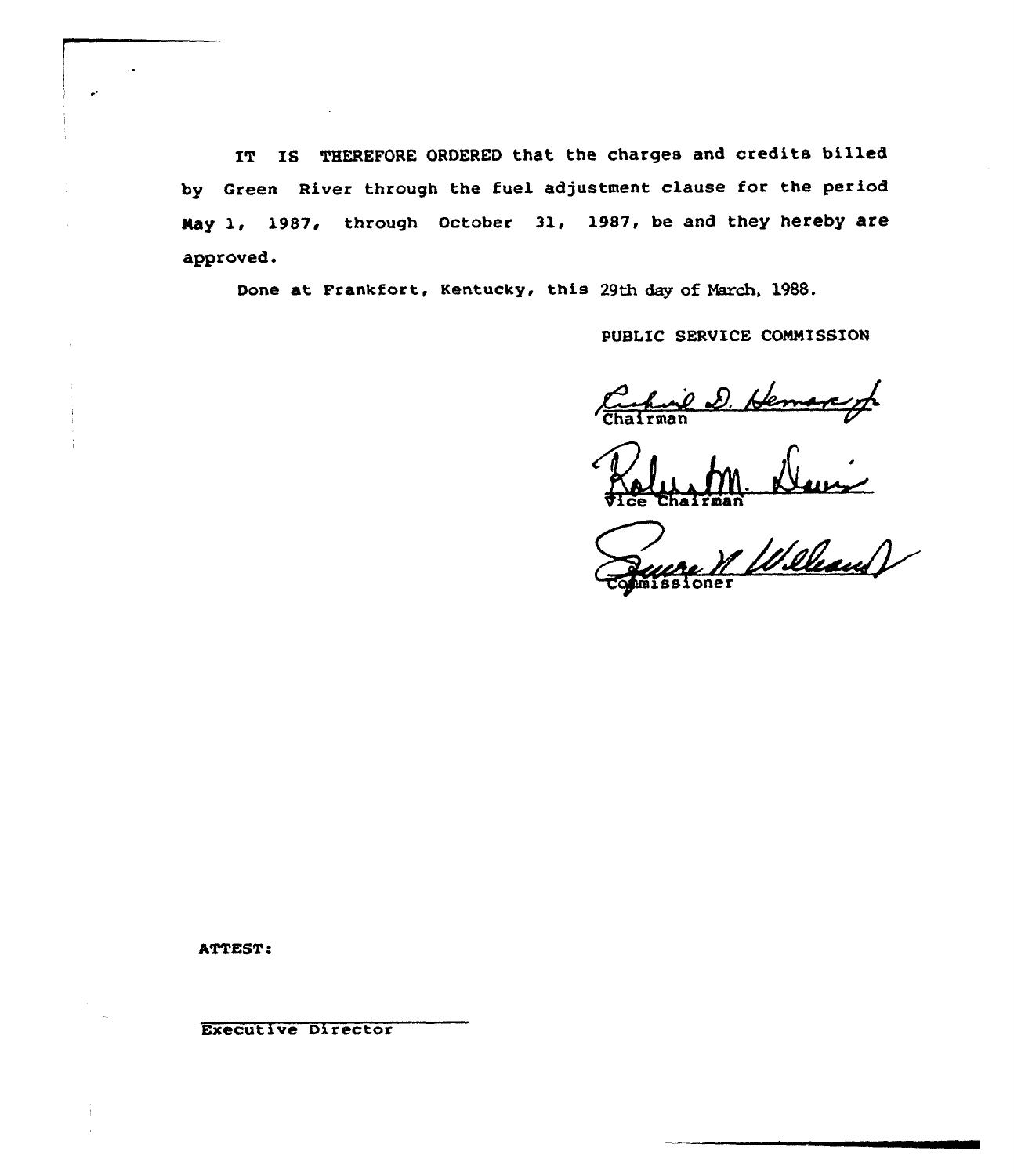IT IS THEREFORE ORDERED that the charges and credits billed by Green River through the fuel adjustment clause for the period May 1, 1987, through October 31, 1987, be and they hereby are approved.

Done at Frankfort, Kentucky, this 29th day of March, 1988.

PUBLIC SERVICE COMMISSION

Chairman

Vice Chairman

Commissioner

ATTEST:

Executive Director